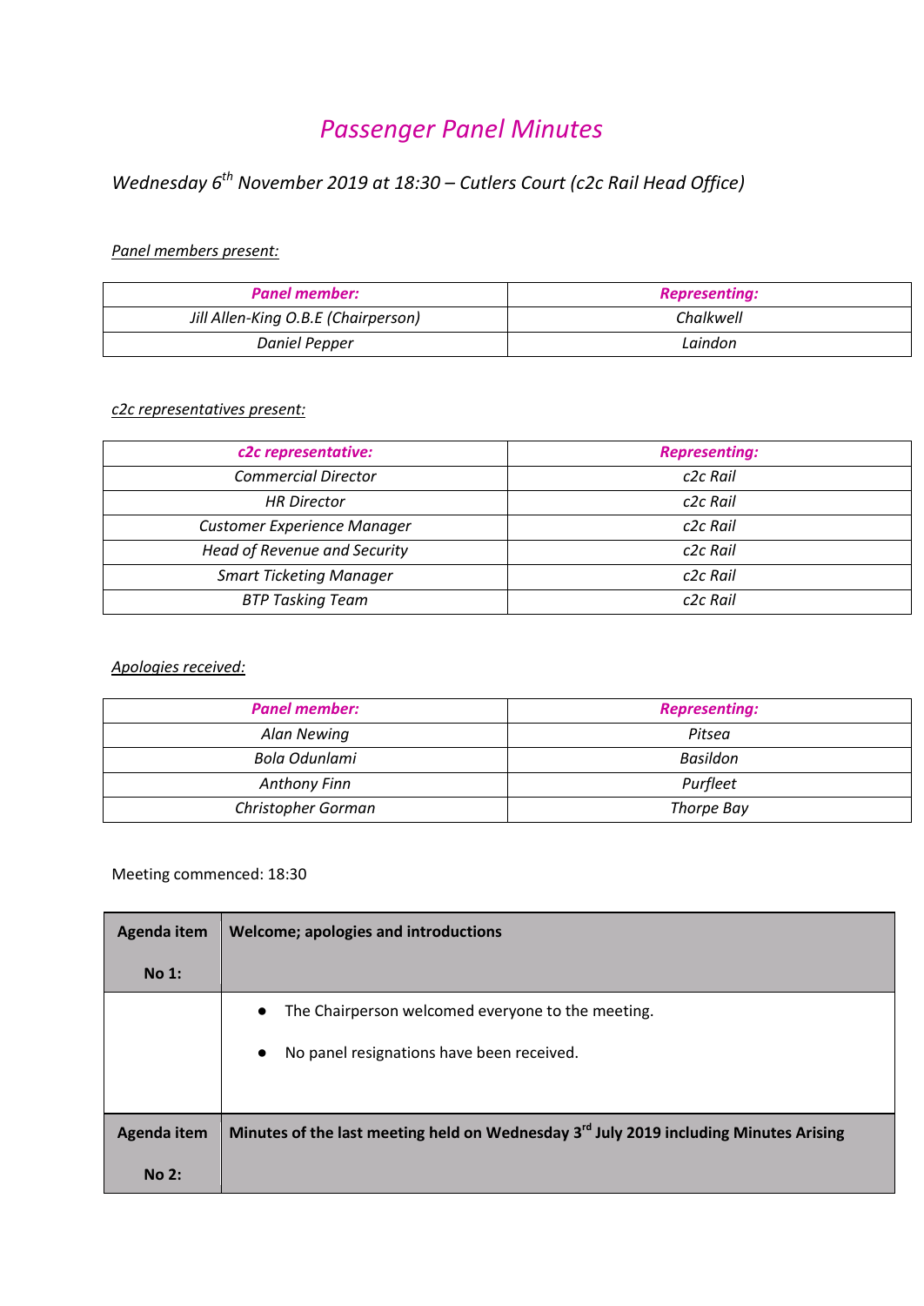# *Passenger Panel Minutes*

*Wednesday 6th November 2019 at 18:30 – Cutlers Court (c2c Rail Head Office)*

*Panel members present:*

| ***Panel member:*** | ***Representing:*** |
|---|---|
| *Jill Allen-King O.B.E (Chairperson)* | *Chalkwell* |
| *Daniel Pepper* | *Laindon* |

*c2c representatives present:*

| ***c2c representative:*** | ***Representing:*** |
|---|---|
| *Commercial Director* | *c2c Rail* |
| *HR Director* | *c2c Rail* |
| *Customer Experience Manager* | *c2c Rail* |
| *Head of Revenue and Security* | *c2c Rail* |
| *Smart Ticketing Manager* | *c2c Rail* |
| *BTP Tasking Team* | *c2c Rail* |

*Apologies received:*

| ***Panel member:*** | ***Representing:*** |
|---|---|
| *Alan Newing* | *Pitsea* |
| *Bola Odunlami* | *Basildon* |
| *Anthony Finn* | *Purfleet* |
| *Christopher Gorman* | *Thorpe Bay* |

Meeting commenced: 18:30

| **Agenda item No 1:** | **Welcome; apologies and introductions** |
|---|---|
| | • The Chairperson welcomed everyone to the meeting.<br>• No panel resignations have been received. |
| **Agenda item No 2:** | **Minutes of the last meeting held on Wednesday 3rd July 2019 including Minutes Arising** |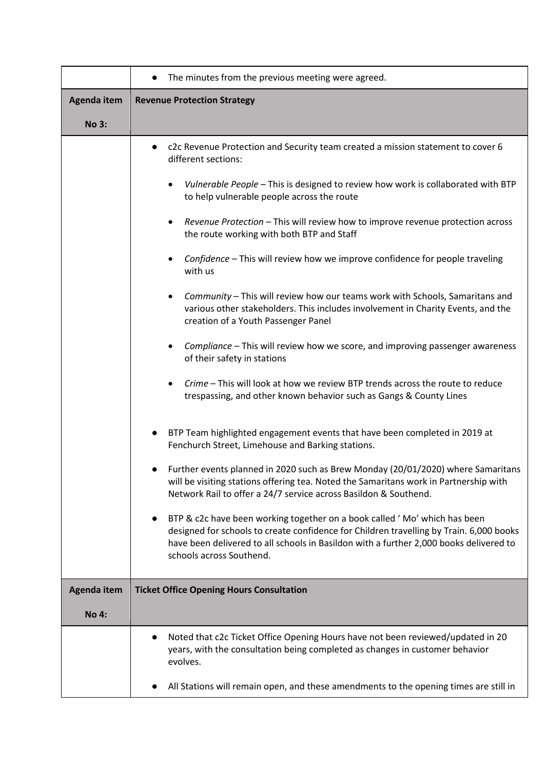| | |
|---|---|
| | ● The minutes from the previous meeting were agreed. |
| **Agenda item No 3:** | **Revenue Protection Strategy** |
| | ● c2c Revenue Protection and Security team created a mission statement to cover 6 different sections:<br><br>• *Vulnerable People* – This is designed to review how work is collaborated with BTP to help vulnerable people across the route<br><br>• *Revenue Protection* – This will review how to improve revenue protection across the route working with both BTP and Staff<br><br>• *Confidence* – This will review how we improve confidence for people traveling with us<br><br>• *Community* – This will review how our teams work with Schools, Samaritans and various other stakeholders. This includes involvement in Charity Events, and the creation of a Youth Passenger Panel<br><br>• *Compliance* – This will review how we score, and improving passenger awareness of their safety in stations<br><br>• *Crime* – This will look at how we review BTP trends across the route to reduce trespassing, and other known behavior such as Gangs & County Lines<br><br>● BTP Team highlighted engagement events that have been completed in 2019 at Fenchurch Street, Limehouse and Barking stations.<br><br>● Further events planned in 2020 such as Brew Monday (20/01/2020) where Samaritans will be visiting stations offering tea. Noted the Samaritans work in Partnership with Network Rail to offer a 24/7 service across Basildon & Southend.<br><br>● BTP & c2c have been working together on a book called ' Mo' which has been designed for schools to create confidence for Children travelling by Train. 6,000 books have been delivered to all schools in Basildon with a further 2,000 books delivered to schools across Southend. |
| **Agenda item No 4:** | **Ticket Office Opening Hours Consultation** |
| | ● Noted that c2c Ticket Office Opening Hours have not been reviewed/updated in 20 years, with the consultation being completed as changes in customer behavior evolves.<br><br>● All Stations will remain open, and these amendments to the opening times are still in |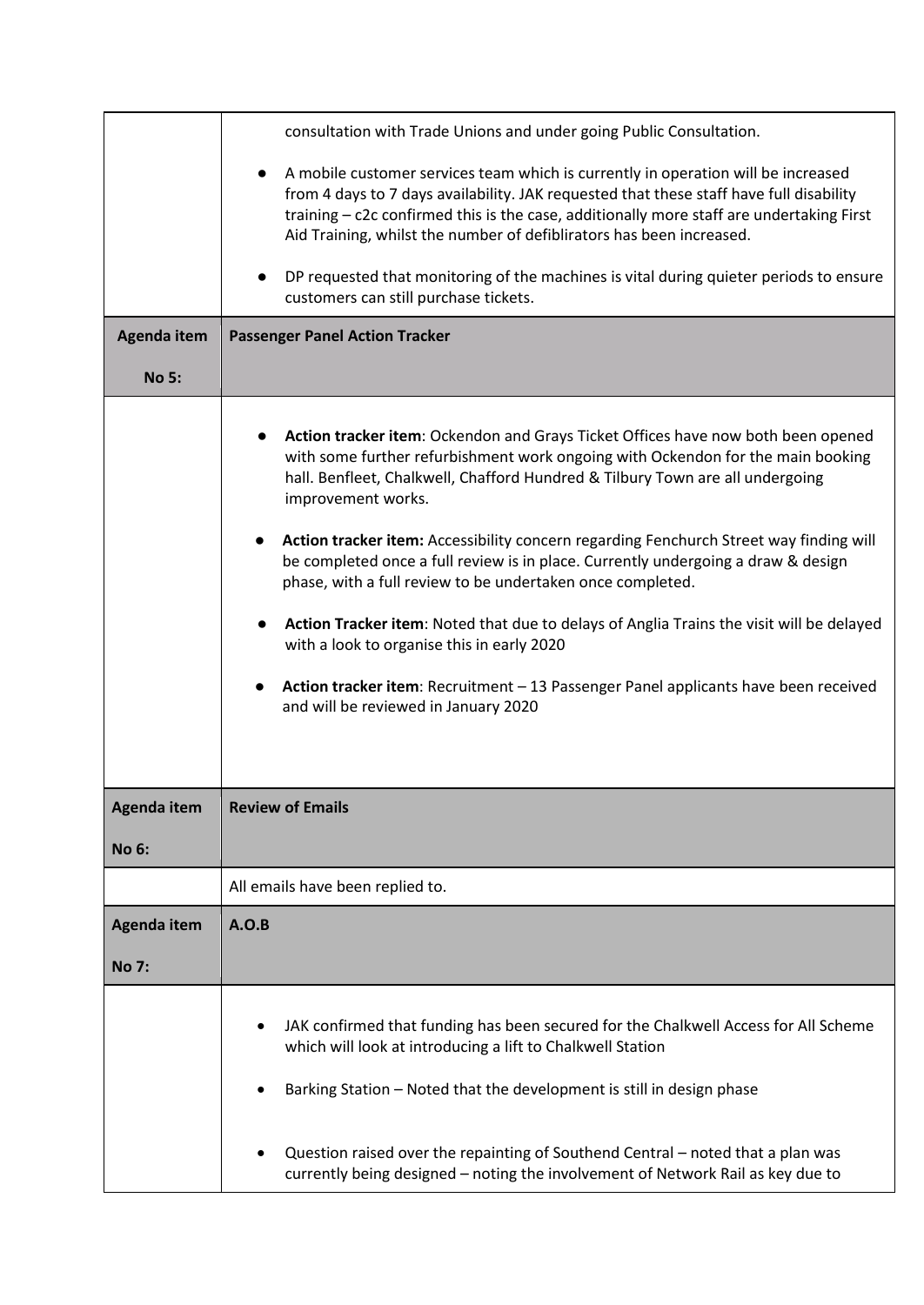| | |
|---|---|
| | consultation with Trade Unions and under going Public Consultation.<br><br>● A mobile customer services team which is currently in operation will be increased from 4 days to 7 days availability. JAK requested that these staff have full disability training – c2c confirmed this is the case, additionally more staff are undertaking First Aid Training, whilst the number of defiblirators has been increased.<br><br>● DP requested that monitoring of the machines is vital during quieter periods to ensure customers can still purchase tickets. |
| **Agenda item No 5:** | **Passenger Panel Action Tracker** |
| | ● **Action tracker item**: Ockendon and Grays Ticket Offices have now both been opened with some further refurbishment work ongoing with Ockendon for the main booking hall. Benfleet, Chalkwell, Chafford Hundred & Tilbury Town are all undergoing improvement works.<br><br>● **Action tracker item:** Accessibility concern regarding Fenchurch Street way finding will be completed once a full review is in place. Currently undergoing a draw & design phase, with a full review to be undertaken once completed.<br><br>● **Action Tracker item**: Noted that due to delays of Anglia Trains the visit will be delayed with a look to organise this in early 2020<br><br>● **Action tracker item**: Recruitment – 13 Passenger Panel applicants have been received and will be reviewed in January 2020 |
| **Agenda item No 6:** | **Review of Emails** |
| | All emails have been replied to. |
| **Agenda item No 7:** | **A.O.B** |
| | • JAK confirmed that funding has been secured for the Chalkwell Access for All Scheme which will look at introducing a lift to Chalkwell Station<br><br>• Barking Station – Noted that the development is still in design phase<br><br>• Question raised over the repainting of Southend Central – noted that a plan was currently being designed – noting the involvement of Network Rail as key due to |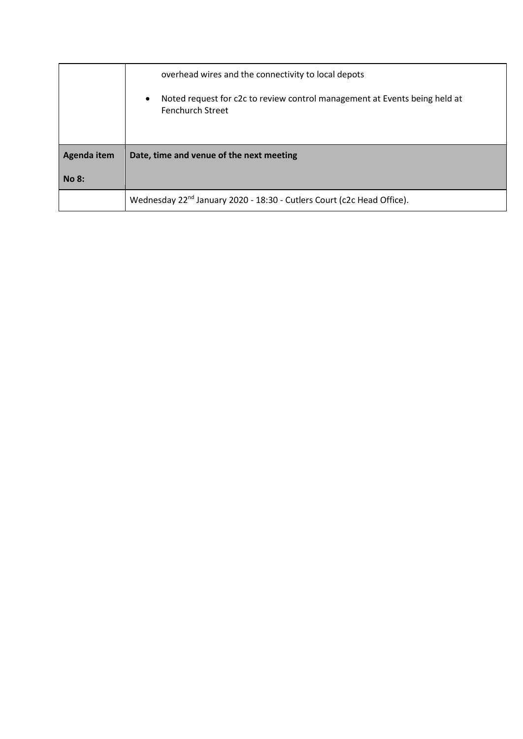| | |
|---|---|
| | overhead wires and the connectivity to local depots<br>• Noted request for c2c to review control management at Events being held at Fenchurch Street |
| **Agenda item No 8:** | **Date, time and venue of the next meeting** |
| | Wednesday 22nd January 2020 - 18:30 - Cutlers Court (c2c Head Office). |